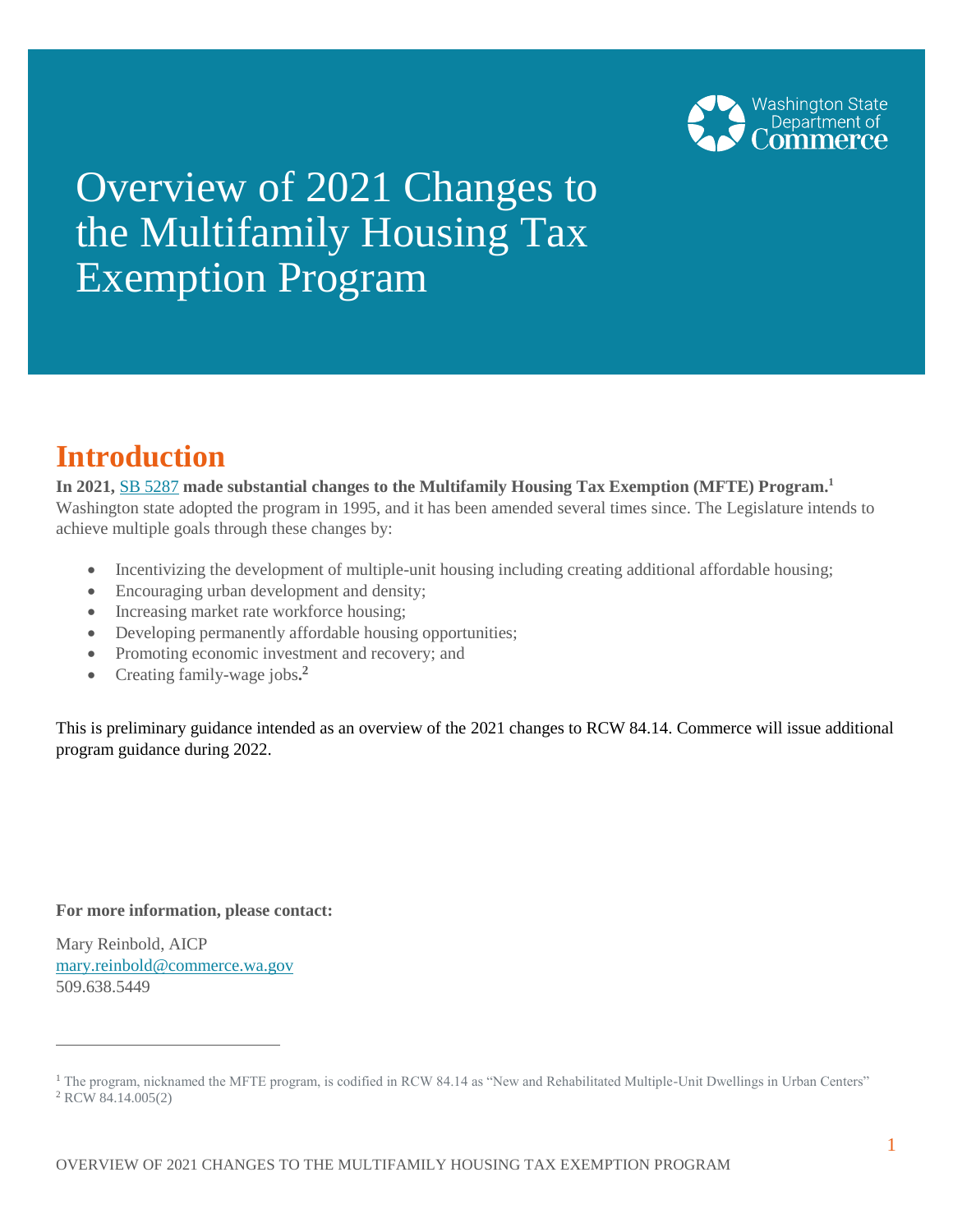# Overview of 2021 Changes to the Multifamily Housing Tax Exemption Program

## Introduction

**In 2021,** [SB 5287](#) **made substantial changes to the Multifamily Housing Tax Exemption (MFTE) Program.[1]** Washington state adopted the program in 1995, and it has been amended several times since. The Legislature intends to achieve multiple goals through these changes by:

- Incentivizing the development of multiple-unit housing including creating additional affordable housing;
- Encouraging urban development and density;
- Increasing market rate workforce housing;
- Developing permanently affordable housing opportunities;
- Promoting economic investment and recovery; and
- Creating family-wage jobs**.[2]**

This is preliminary guidance intended as an overview of the 2021 changes to RCW 84.14. Commerce will issue additional program guidance during 2022.

**For more information, please contact:**

Mary Reinbold, AICP
mary.reinbold@commerce.wa.gov
509.638.5449

---

[1] The program, nicknamed the MFTE program, is codified in RCW 84.14 as "New and Rehabilitated Multiple-Unit Dwellings in Urban Centers"
[2] RCW 84.14.005(2)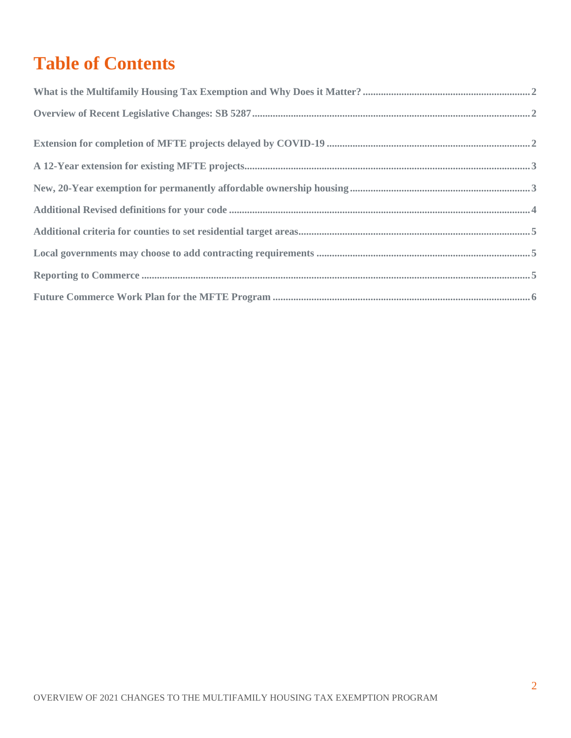# Table of Contents

What is the Multifamily Housing Tax Exemption and Why Does it Matter? .......... 2

Overview of Recent Legislative Changes: SB 5287 .......... 2

Extension for completion of MFTE projects delayed by COVID-19 .......... 2

A 12-Year extension for existing MFTE projects .......... 3

New, 20-Year exemption for permanently affordable ownership housing .......... 3

Additional Revised definitions for your code .......... 4

Additional criteria for counties to set residential target areas .......... 5

Local governments may choose to add contracting requirements .......... 5

Reporting to Commerce .......... 5

Future Commerce Work Plan for the MFTE Program .......... 6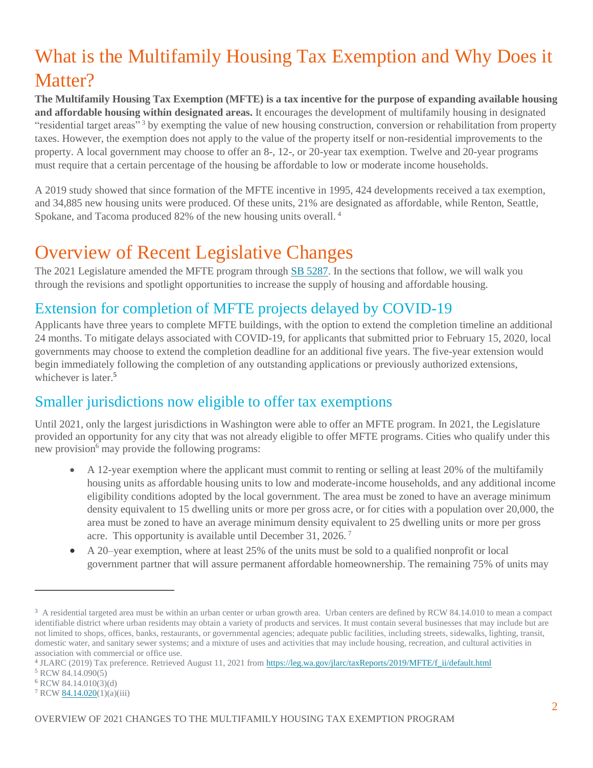# What is the Multifamily Housing Tax Exemption and Why Does it Matter?

**The Multifamily Housing Tax Exemption (MFTE) is a tax incentive for the purpose of expanding available housing and affordable housing within designated areas.** It encourages the development of multifamily housing in designated "residential target areas"[3] by exempting the value of new housing construction, conversion or rehabilitation from property taxes. However, the exemption does not apply to the value of the property itself or non-residential improvements to the property. A local government may choose to offer an 8-, 12-, or 20-year tax exemption. Twelve and 20-year programs must require that a certain percentage of the housing be affordable to low or moderate income households.

A 2019 study showed that since formation of the MFTE incentive in 1995, 424 developments received a tax exemption, and 34,885 new housing units were produced. Of these units, 21% are designated as affordable, while Renton, Seattle, Spokane, and Tacoma produced 82% of the new housing units overall.[4]

# Overview of Recent Legislative Changes

The 2021 Legislature amended the MFTE program through SB 5287. In the sections that follow, we will walk you through the revisions and spotlight opportunities to increase the supply of housing and affordable housing.

## Extension for completion of MFTE projects delayed by COVID-19

Applicants have three years to complete MFTE buildings, with the option to extend the completion timeline an additional 24 months. To mitigate delays associated with COVID-19, for applicants that submitted prior to February 15, 2020, local governments may choose to extend the completion deadline for an additional five years. The five-year extension would begin immediately following the completion of any outstanding applications or previously authorized extensions, whichever is later.[5]

## Smaller jurisdictions now eligible to offer tax exemptions

Until 2021, only the largest jurisdictions in Washington were able to offer an MFTE program. In 2021, the Legislature provided an opportunity for any city that was not already eligible to offer MFTE programs. Cities who qualify under this new provision[6] may provide the following programs:

- A 12-year exemption where the applicant must commit to renting or selling at least 20% of the multifamily housing units as affordable housing units to low and moderate-income households, and any additional income eligibility conditions adopted by the local government. The area must be zoned to have an average minimum density equivalent to 15 dwelling units or more per gross acre, or for cities with a population over 20,000, the area must be zoned to have an average minimum density equivalent to 25 dwelling units or more per gross acre. This opportunity is available until December 31, 2026.[7]
- A 20–year exemption, where at least 25% of the units must be sold to a qualified nonprofit or local government partner that will assure permanent affordable homeownership. The remaining 75% of units may

---

[3] A residential targeted area must be within an urban center or urban growth area. Urban centers are defined by RCW 84.14.010 to mean a compact identifiable district where urban residents may obtain a variety of products and services. It must contain several businesses that may include but are not limited to shops, offices, banks, restaurants, or governmental agencies; adequate public facilities, including streets, sidewalks, lighting, transit, domestic water, and sanitary sewer systems; and a mixture of uses and activities that may include housing, recreation, and cultural activities in association with commercial or office use.

[4] JLARC (2019) Tax preference. Retrieved August 11, 2021 from https://leg.wa.gov/jlarc/taxReports/2019/MFTE/f_ii/default.html

[5] RCW 84.14.090(5)

[6] RCW 84.14.010(3)(d)

[7] RCW 84.14.020(1)(a)(iii)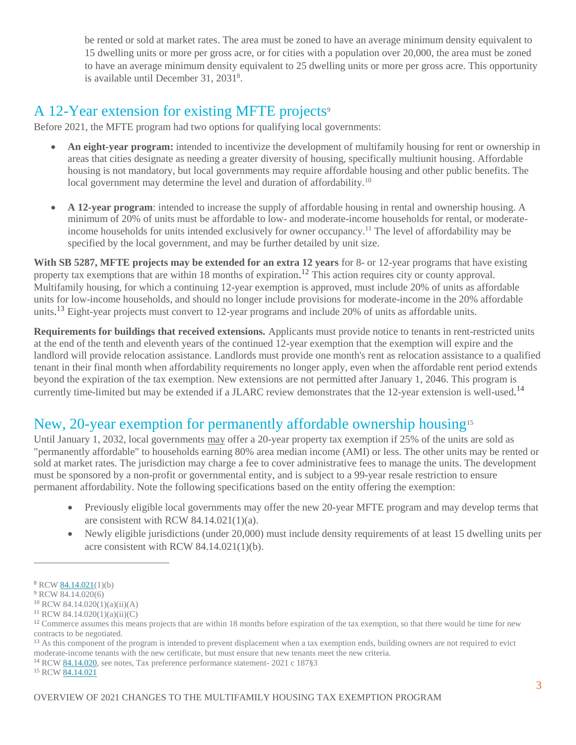be rented or sold at market rates. The area must be zoned to have an average minimum density equivalent to 15 dwelling units or more per gross acre, or for cities with a population over 20,000, the area must be zoned to have an average minimum density equivalent to 25 dwelling units or more per gross acre. This opportunity is available until December 31, 2031[8].

## A 12-Year extension for existing MFTE projects[9]

Before 2021, the MFTE program had two options for qualifying local governments:

- **An eight-year program:** intended to incentivize the development of multifamily housing for rent or ownership in areas that cities designate as needing a greater diversity of housing, specifically multiunit housing. Affordable housing is not mandatory, but local governments may require affordable housing and other public benefits. The local government may determine the level and duration of affordability.[10]

- **A 12-year program**: intended to increase the supply of affordable housing in rental and ownership housing. A minimum of 20% of units must be affordable to low- and moderate-income households for rental, or moderate-income households for units intended exclusively for owner occupancy.[11] The level of affordability may be specified by the local government, and may be further detailed by unit size.

**With SB 5287, MFTE projects may be extended for an extra 12 years** for 8- or 12-year programs that have existing property tax exemptions that are within 18 months of expiration.[12] This action requires city or county approval. Multifamily housing, for which a continuing 12-year exemption is approved, must include 20% of units as affordable units for low-income households, and should no longer include provisions for moderate-income in the 20% affordable units**.**[13] Eight-year projects must convert to 12-year programs and include 20% of units as affordable units.

**Requirements for buildings that received extensions.** Applicants must provide notice to tenants in rent-restricted units at the end of the tenth and eleventh years of the continued 12-year exemption that the exemption will expire and the landlord will provide relocation assistance. Landlords must provide one month's rent as relocation assistance to a qualified tenant in their final month when affordability requirements no longer apply, even when the affordable rent period extends beyond the expiration of the tax exemption. New extensions are not permitted after January 1, 2046. This program is currently time-limited but may be extended if a JLARC review demonstrates that the 12-year extension is well-used**.**[14]

## New, 20-year exemption for permanently affordable ownership housing[15]

Until January 1, 2032, local governments may offer a 20-year property tax exemption if 25% of the units are sold as "permanently affordable" to households earning 80% area median income (AMI) or less. The other units may be rented or sold at market rates. The jurisdiction may charge a fee to cover administrative fees to manage the units. The development must be sponsored by a non-profit or governmental entity, and is subject to a 99-year resale restriction to ensure permanent affordability. Note the following specifications based on the entity offering the exemption:

- Previously eligible local governments may offer the new 20-year MFTE program and may develop terms that are consistent with RCW 84.14.021(1)(a).
- Newly eligible jurisdictions (under 20,000) must include density requirements of at least 15 dwelling units per acre consistent with RCW 84.14.021(1)(b).

---

[8] RCW 84.14.021(1)(b)

[9] RCW 84.14.020(6)

[10] RCW 84.14.020(1)(a)(ii)(A)

[11] RCW 84.14.020(1)(a)(ii)(C)

[12] Commerce assumes this means projects that are within 18 months before expiration of the tax exemption, so that there would be time for new contracts to be negotiated.

[13] As this component of the program is intended to prevent displacement when a tax exemption ends, building owners are not required to evict moderate-income tenants with the new certificate, but must ensure that new tenants meet the new criteria.

[14] RCW 84.14.020, see notes, Tax preference performance statement- 2021 c 187§3

[15] RCW 84.14.021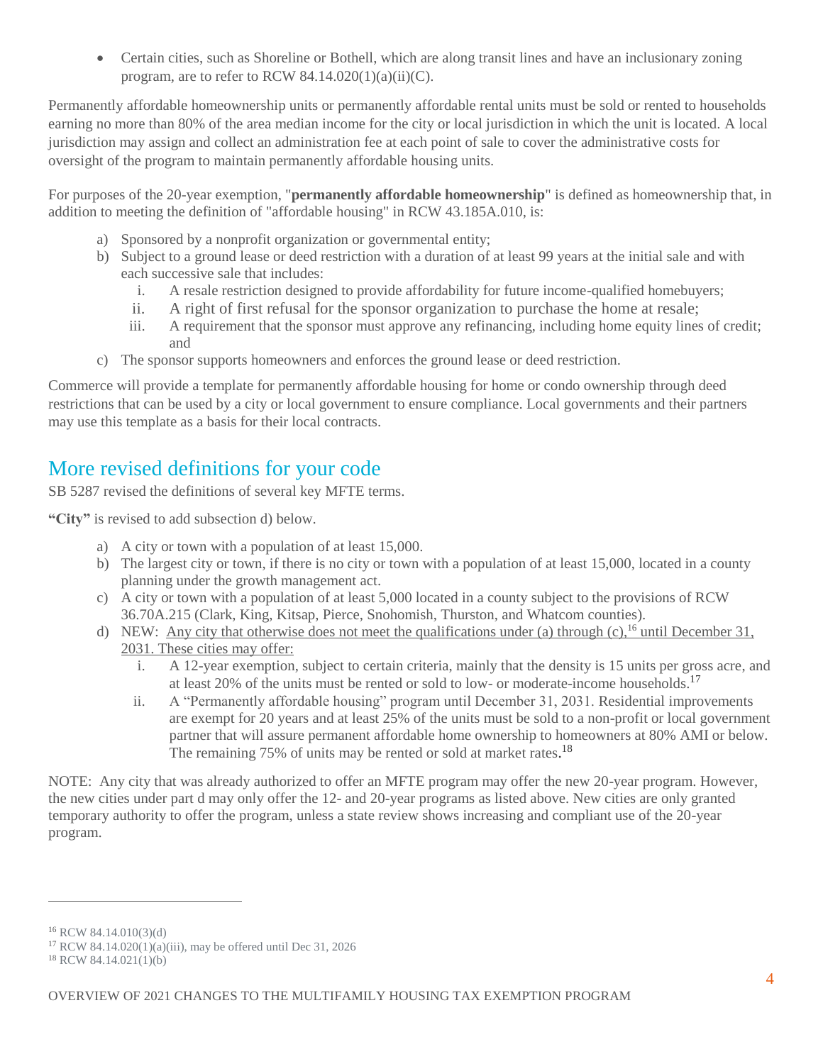- Certain cities, such as Shoreline or Bothell, which are along transit lines and have an inclusionary zoning program, are to refer to RCW 84.14.020(1)(a)(ii)(C).

Permanently affordable homeownership units or permanently affordable rental units must be sold or rented to households earning no more than 80% of the area median income for the city or local jurisdiction in which the unit is located. A local jurisdiction may assign and collect an administration fee at each point of sale to cover the administrative costs for oversight of the program to maintain permanently affordable housing units.

For purposes of the 20-year exemption, "**permanently affordable homeownership**" is defined as homeownership that, in addition to meeting the definition of "affordable housing" in RCW 43.185A.010, is:

a) Sponsored by a nonprofit organization or governmental entity;
b) Subject to a ground lease or deed restriction with a duration of at least 99 years at the initial sale and with each successive sale that includes:
   i. A resale restriction designed to provide affordability for future income-qualified homebuyers;
   ii. A right of first refusal for the sponsor organization to purchase the home at resale;
   iii. A requirement that the sponsor must approve any refinancing, including home equity lines of credit; and
c) The sponsor supports homeowners and enforces the ground lease or deed restriction.

Commerce will provide a template for permanently affordable housing for home or condo ownership through deed restrictions that can be used by a city or local government to ensure compliance. Local governments and their partners may use this template as a basis for their local contracts.

## More revised definitions for your code

SB 5287 revised the definitions of several key MFTE terms.

**"City"** is revised to add subsection d) below.

a) A city or town with a population of at least 15,000.
b) The largest city or town, if there is no city or town with a population of at least 15,000, located in a county planning under the growth management act.
c) A city or town with a population of at least 5,000 located in a county subject to the provisions of RCW 36.70A.215 (Clark, King, Kitsap, Pierce, Snohomish, Thurston, and Whatcom counties).
d) NEW: Any city that otherwise does not meet the qualifications under (a) through (c),[16] until December 31, 2031. These cities may offer:
   i. A 12-year exemption, subject to certain criteria, mainly that the density is 15 units per gross acre, and at least 20% of the units must be rented or sold to low- or moderate-income households.[17]
   ii. A "Permanently affordable housing" program until December 31, 2031. Residential improvements are exempt for 20 years and at least 25% of the units must be sold to a non-profit or local government partner that will assure permanent affordable home ownership to homeowners at 80% AMI or below. The remaining 75% of units may be rented or sold at market rates.[18]

NOTE: Any city that was already authorized to offer an MFTE program may offer the new 20-year program. However, the new cities under part d may only offer the 12- and 20-year programs as listed above. New cities are only granted temporary authority to offer the program, unless a state review shows increasing and compliant use of the 20-year program.

---

[16] RCW 84.14.010(3)(d)

[17] RCW 84.14.020(1)(a)(iii), may be offered until Dec 31, 2026

[18] RCW 84.14.021(1)(b)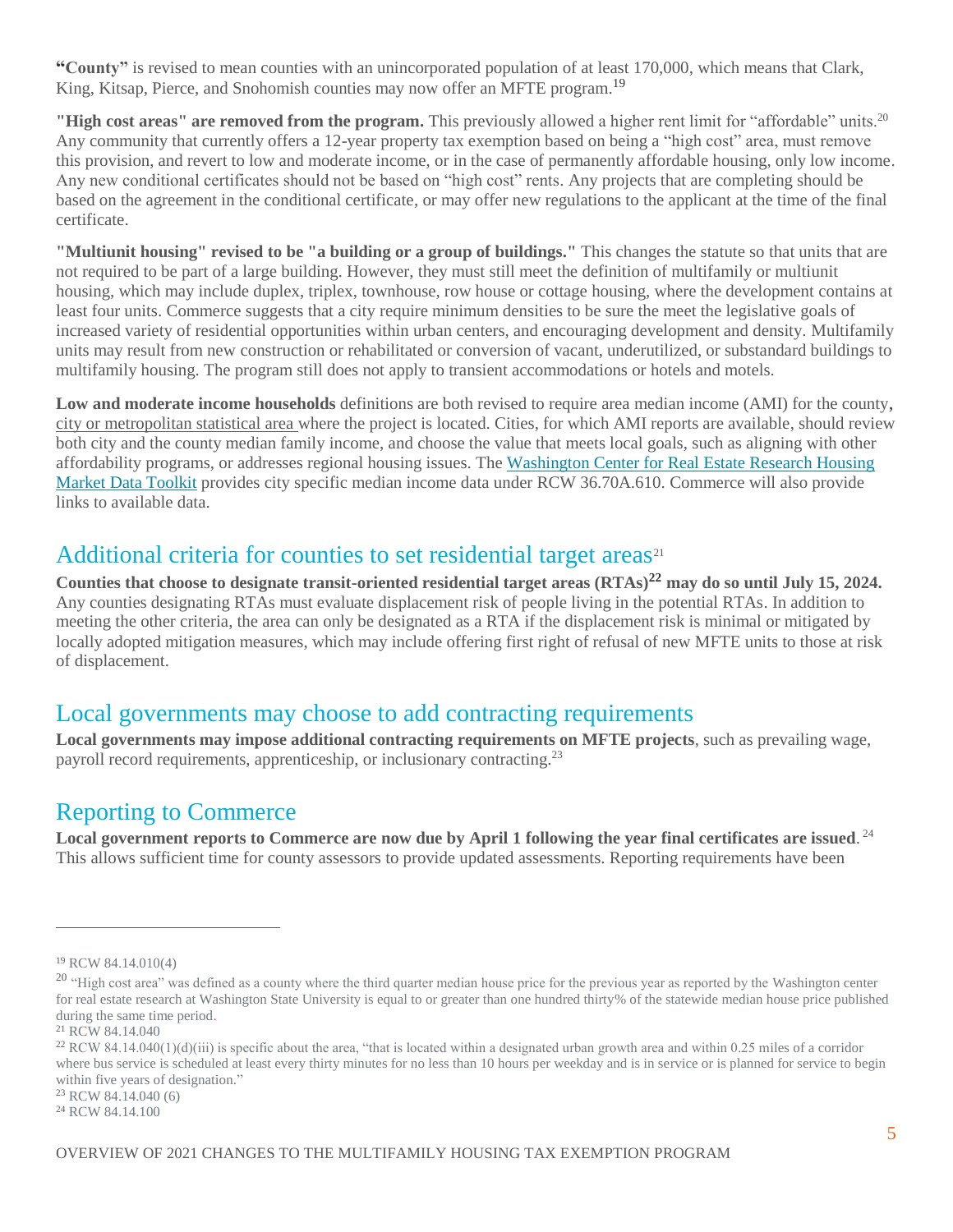**"County"** is revised to mean counties with an unincorporated population of at least 170,000, which means that Clark, King, Kitsap, Pierce, and Snohomish counties may now offer an MFTE program.[19]

**"High cost areas" are removed from the program.** This previously allowed a higher rent limit for "affordable" units.[20] Any community that currently offers a 12-year property tax exemption based on being a "high cost" area, must remove this provision, and revert to low and moderate income, or in the case of permanently affordable housing, only low income. Any new conditional certificates should not be based on "high cost" rents. Any projects that are completing should be based on the agreement in the conditional certificate, or may offer new regulations to the applicant at the time of the final certificate.

**"Multiunit housing" revised to be "a building or a group of buildings."** This changes the statute so that units that are not required to be part of a large building. However, they must still meet the definition of multifamily or multiunit housing, which may include duplex, triplex, townhouse, row house or cottage housing, where the development contains at least four units. Commerce suggests that a city require minimum densities to be sure the meet the legislative goals of increased variety of residential opportunities within urban centers, and encouraging development and density. Multifamily units may result from new construction or rehabilitated or conversion of vacant, underutilized, or substandard buildings to multifamily housing. The program still does not apply to transient accommodations or hotels and motels.

**Low and moderate income households** definitions are both revised to require area median income (AMI) for the county, city or metropolitan statistical area where the project is located. Cities, for which AMI reports are available, should review both city and the county median family income, and choose the value that meets local goals, such as aligning with other affordability programs, or addresses regional housing issues. The Washington Center for Real Estate Research Housing Market Data Toolkit provides city specific median income data under RCW 36.70A.610. Commerce will also provide links to available data.

## Additional criteria for counties to set residential target areas[21]

**Counties that choose to designate transit-oriented residential target areas (RTAs)[22] may do so until July 15, 2024.** Any counties designating RTAs must evaluate displacement risk of people living in the potential RTAs. In addition to meeting the other criteria, the area can only be designated as a RTA if the displacement risk is minimal or mitigated by locally adopted mitigation measures, which may include offering first right of refusal of new MFTE units to those at risk of displacement.

## Local governments may choose to add contracting requirements

**Local governments may impose additional contracting requirements on MFTE projects**, such as prevailing wage, payroll record requirements, apprenticeship, or inclusionary contracting.[23]

## Reporting to Commerce

**Local government reports to Commerce are now due by April 1 following the year final certificates are issued**.[24] This allows sufficient time for county assessors to provide updated assessments. Reporting requirements have been

---

[19] RCW 84.14.010(4)

[20] "High cost area" was defined as a county where the third quarter median house price for the previous year as reported by the Washington center for real estate research at Washington State University is equal to or greater than one hundred thirty% of the statewide median house price published during the same time period.

[21] RCW 84.14.040

[22] RCW 84.14.040(1)(d)(iii) is specific about the area, "that is located within a designated urban growth area and within 0.25 miles of a corridor where bus service is scheduled at least every thirty minutes for no less than 10 hours per weekday and is in service or is planned for service to begin within five years of designation."

[23] RCW 84.14.040 (6)

[24] RCW 84.14.100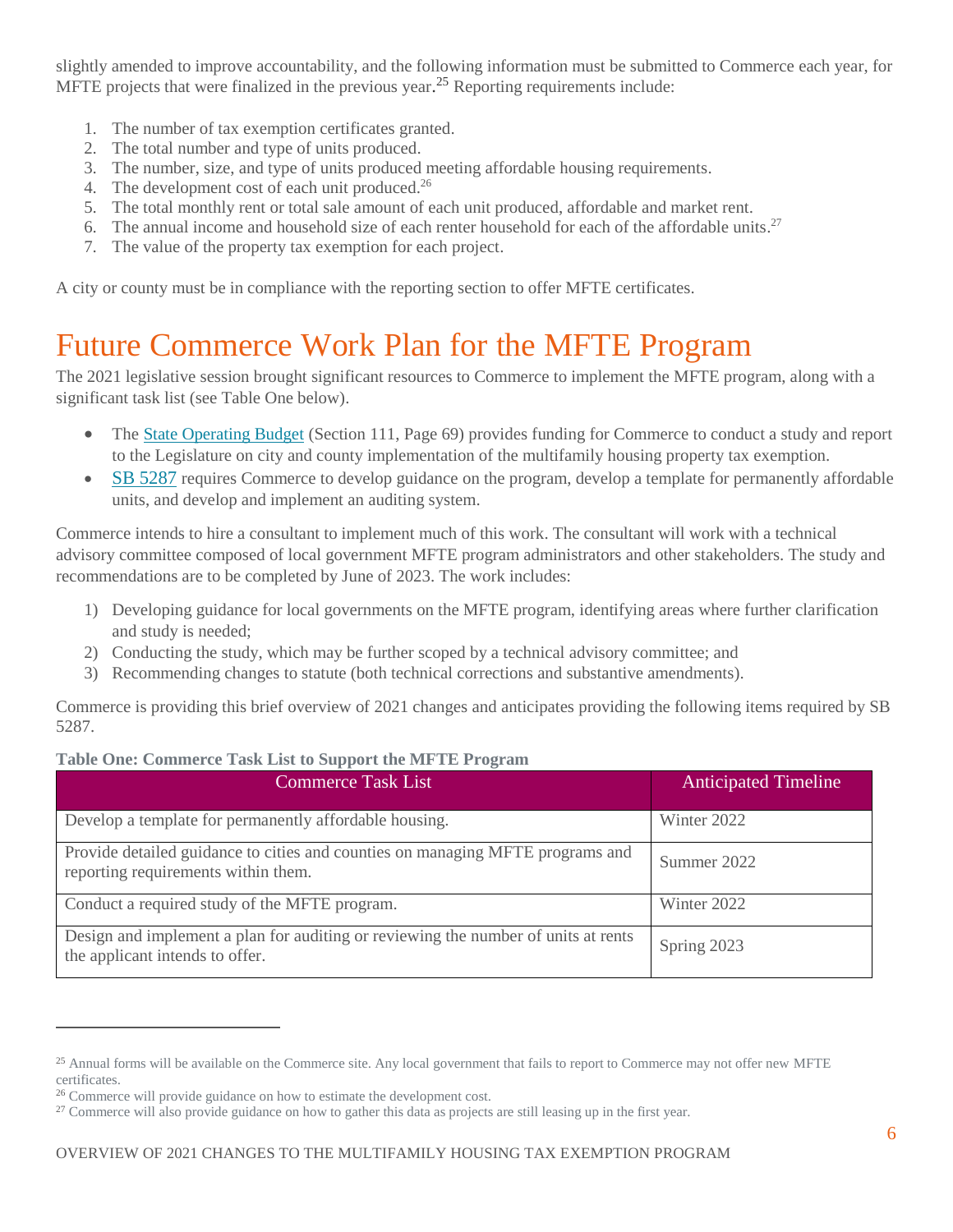slightly amended to improve accountability, and the following information must be submitted to Commerce each year, for MFTE projects that were finalized in the previous year.[25] Reporting requirements include:

1. The number of tax exemption certificates granted.
2. The total number and type of units produced.
3. The number, size, and type of units produced meeting affordable housing requirements.
4. The development cost of each unit produced.[26]
5. The total monthly rent or total sale amount of each unit produced, affordable and market rent.
6. The annual income and household size of each renter household for each of the affordable units.[27]
7. The value of the property tax exemption for each project.

A city or county must be in compliance with the reporting section to offer MFTE certificates.

# Future Commerce Work Plan for the MFTE Program

The 2021 legislative session brought significant resources to Commerce to implement the MFTE program, along with a significant task list (see Table One below).

- The State Operating Budget (Section 111, Page 69) provides funding for Commerce to conduct a study and report to the Legislature on city and county implementation of the multifamily housing property tax exemption.
- SB 5287 requires Commerce to develop guidance on the program, develop a template for permanently affordable units, and develop and implement an auditing system.

Commerce intends to hire a consultant to implement much of this work. The consultant will work with a technical advisory committee composed of local government MFTE program administrators and other stakeholders. The study and recommendations are to be completed by June of 2023. The work includes:

1) Developing guidance for local governments on the MFTE program, identifying areas where further clarification and study is needed;
2) Conducting the study, which may be further scoped by a technical advisory committee; and
3) Recommending changes to statute (both technical corrections and substantive amendments).

Commerce is providing this brief overview of 2021 changes and anticipates providing the following items required by SB 5287.

**Table One: Commerce Task List to Support the MFTE Program**

| Commerce Task List | Anticipated Timeline |
|---|---|
| Develop a template for permanently affordable housing. | Winter 2022 |
| Provide detailed guidance to cities and counties on managing MFTE programs and reporting requirements within them. | Summer 2022 |
| Conduct a required study of the MFTE program. | Winter 2022 |
| Design and implement a plan for auditing or reviewing the number of units at rents the applicant intends to offer. | Spring 2023 |

[25] Annual forms will be available on the Commerce site. Any local government that fails to report to Commerce may not offer new MFTE certificates.

[26] Commerce will provide guidance on how to estimate the development cost.

[27] Commerce will also provide guidance on how to gather this data as projects are still leasing up in the first year.